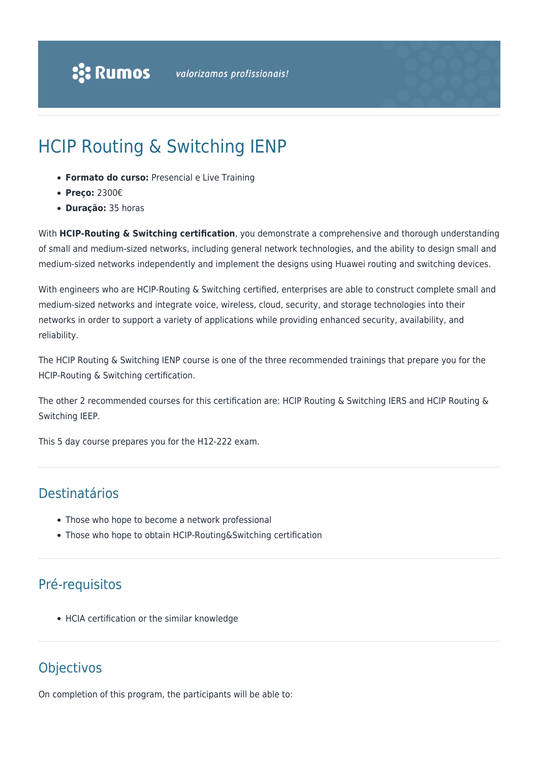# HCIP Routing & Switching IENP

- **Formato do curso:** Presencial e Live Training
- **Preço:** 2300€
- **Duração:** 35 horas

With **HCIP-Routing & Switching certification**, you demonstrate a comprehensive and thorough understanding of small and medium-sized networks, including general network technologies, and the ability to design small and medium-sized networks independently and implement the designs using Huawei routing and switching devices.

With engineers who are HCIP-Routing & Switching certified, enterprises are able to construct complete small and medium-sized networks and integrate voice, wireless, cloud, security, and storage technologies into their networks in order to support a variety of applications while providing enhanced security, availability, and reliability.

The HCIP Routing & Switching IENP course is one of the three recommended trainings that prepare you for the HCIP-Routing & Switching certification.

The other 2 recommended courses for this certification are: HCIP Routing & Switching IERS and HCIP Routing & Switching IEEP.

This 5 day course prepares you for the H12-222 exam.

## Destinatários

- Those who hope to become a network professional
- Those who hope to obtain HCIP-Routing&Switching certification

## Pré-requisitos

- HCIA certification or the similar knowledge

## Objectivos

On completion of this program, the participants will be able to: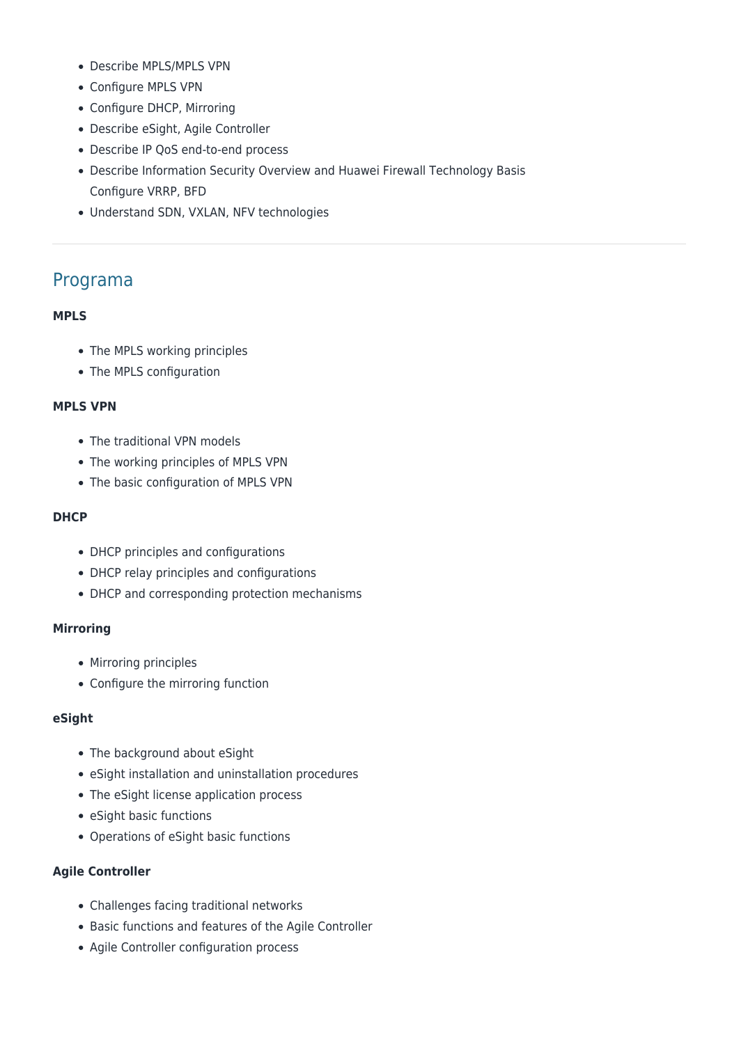- Describe MPLS/MPLS VPN
- Configure MPLS VPN
- Configure DHCP, Mirroring
- Describe eSight, Agile Controller
- Describe IP QoS end-to-end process
- Describe Information Security Overview and Huawei Firewall Technology Basis
  Configure VRRP, BFD
- Understand SDN, VXLAN, NFV technologies

---

## Programa

**MPLS**

- The MPLS working principles
- The MPLS configuration

**MPLS VPN**

- The traditional VPN models
- The working principles of MPLS VPN
- The basic configuration of MPLS VPN

**DHCP**

- DHCP principles and configurations
- DHCP relay principles and configurations
- DHCP and corresponding protection mechanisms

**Mirroring**

- Mirroring principles
- Configure the mirroring function

**eSight**

- The background about eSight
- eSight installation and uninstallation procedures
- The eSight license application process
- eSight basic functions
- Operations of eSight basic functions

**Agile Controller**

- Challenges facing traditional networks
- Basic functions and features of the Agile Controller
- Agile Controller configuration process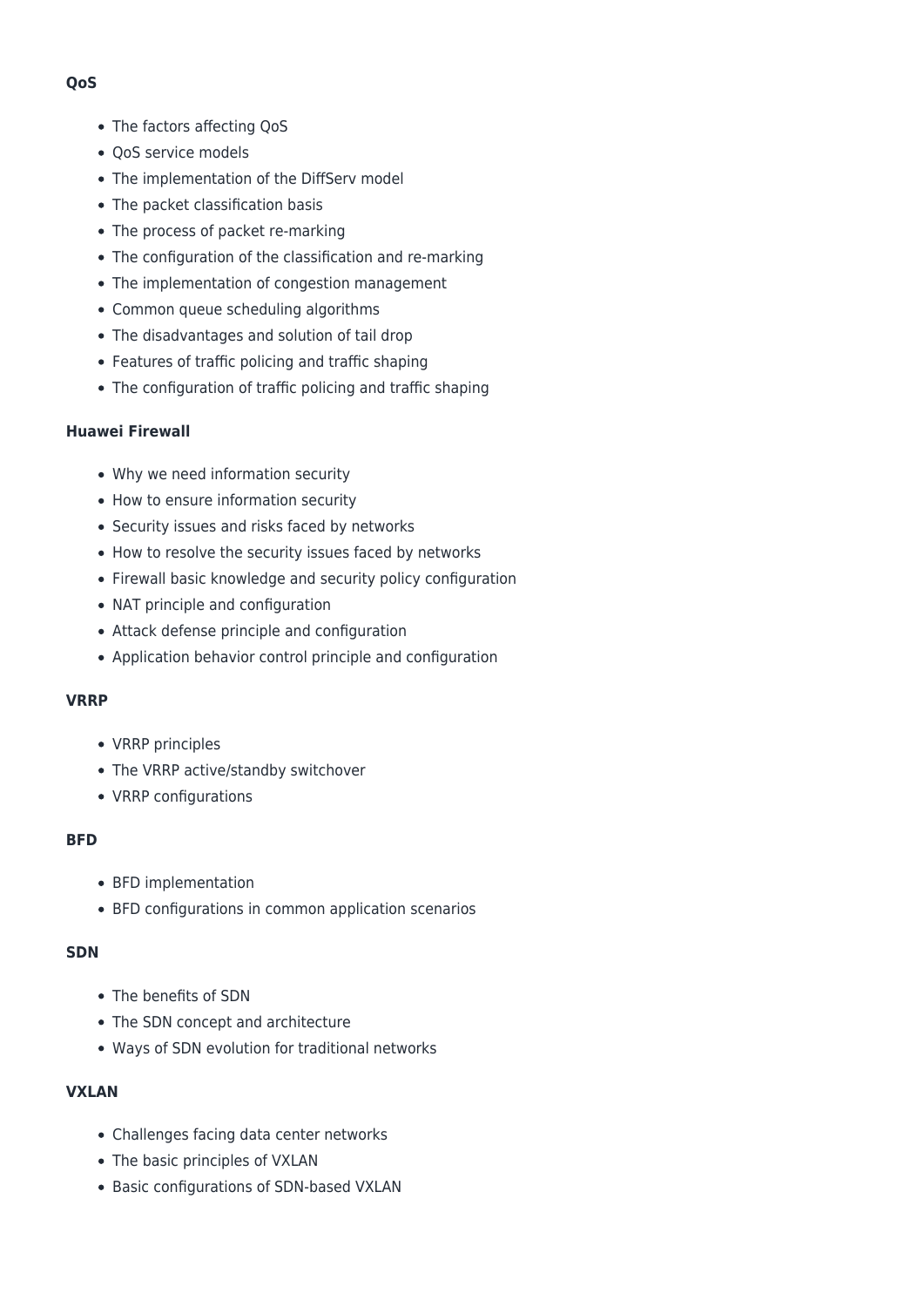**QoS**

- The factors affecting QoS
- QoS service models
- The implementation of the DiffServ model
- The packet classification basis
- The process of packet re-marking
- The configuration of the classification and re-marking
- The implementation of congestion management
- Common queue scheduling algorithms
- The disadvantages and solution of tail drop
- Features of traffic policing and traffic shaping
- The configuration of traffic policing and traffic shaping

**Huawei Firewall**

- Why we need information security
- How to ensure information security
- Security issues and risks faced by networks
- How to resolve the security issues faced by networks
- Firewall basic knowledge and security policy configuration
- NAT principle and configuration
- Attack defense principle and configuration
- Application behavior control principle and configuration

**VRRP**

- VRRP principles
- The VRRP active/standby switchover
- VRRP configurations

**BFD**

- BFD implementation
- BFD configurations in common application scenarios

**SDN**

- The benefits of SDN
- The SDN concept and architecture
- Ways of SDN evolution for traditional networks

**VXLAN**

- Challenges facing data center networks
- The basic principles of VXLAN
- Basic configurations of SDN-based VXLAN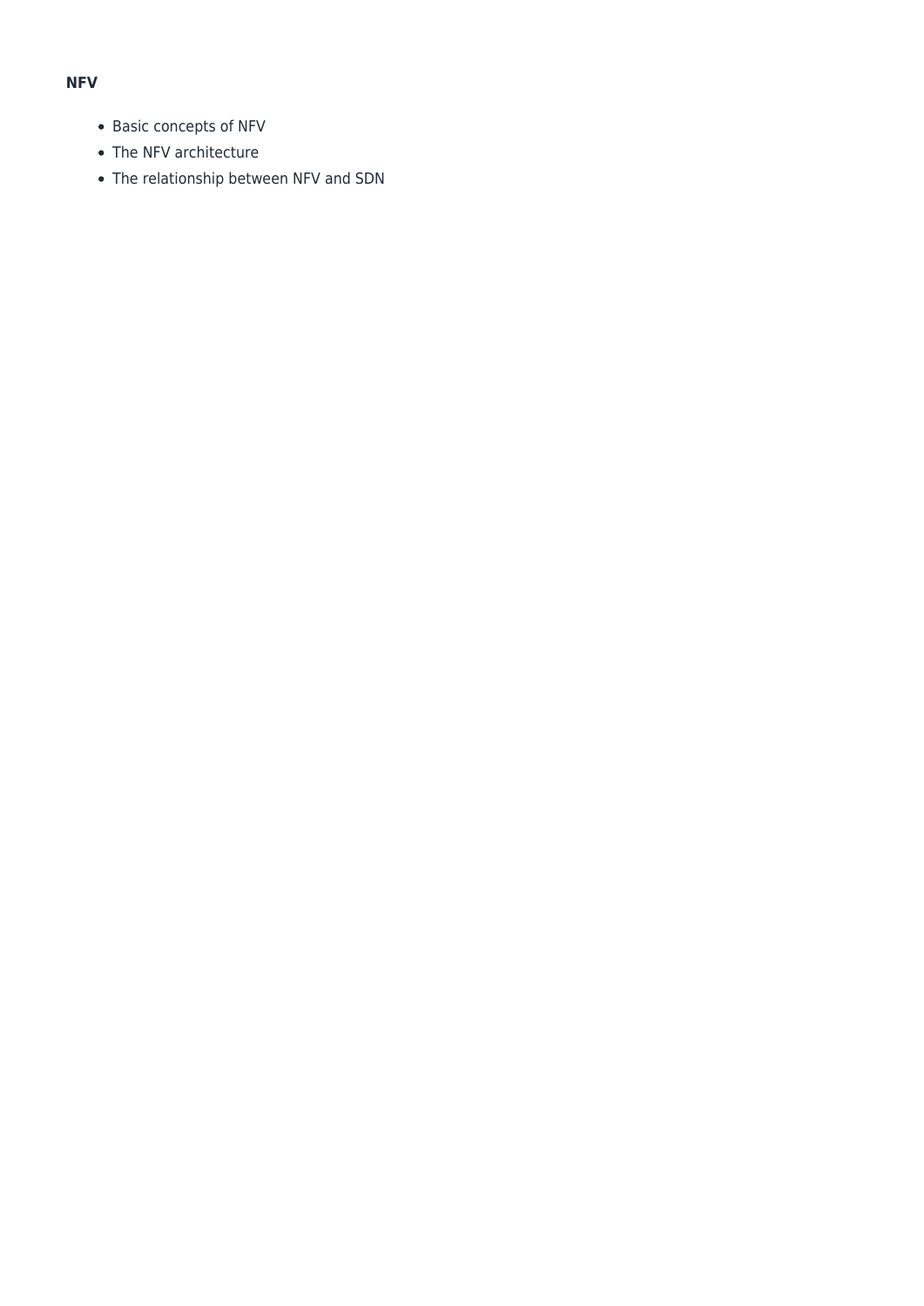**NFV**

- Basic concepts of NFV
- The NFV architecture
- The relationship between NFV and SDN